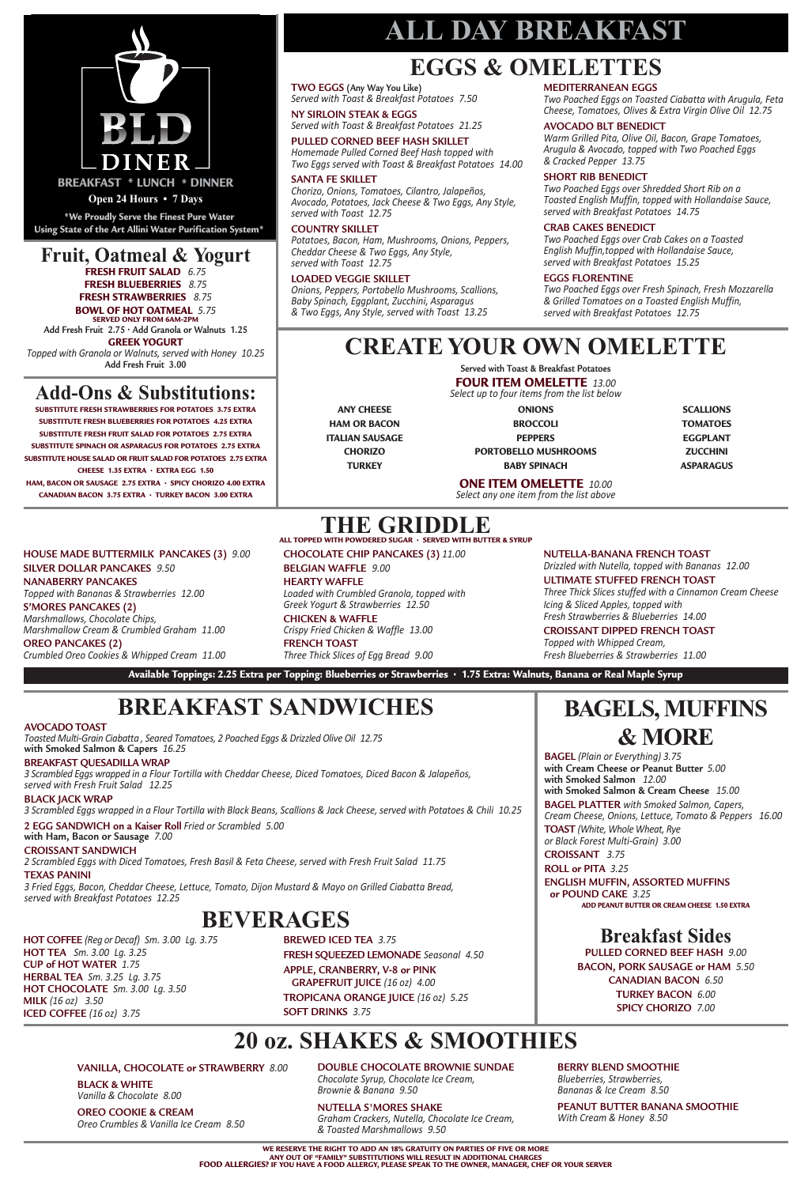# BLD DINER

BREAKFAST * LUNCH * DINNER

Open 24 Hours • 7 Days

*We Proudly Serve the Finest Pure Water Using State of the Art Allini Water Purification System*

## Fruit, Oatmeal & Yogurt

**FRESH FRUIT SALAD** *6.75*

**FRESH BLUEBERRIES** *8.75*

**FRESH STRAWBERRIES** *8.75*

**BOWL OF HOT OATMEAL** *5.75*
SERVED ONLY FROM 6AM-2PM
Add Fresh Fruit 2.75 · Add Granola or Walnuts 1.25

**GREEK YOGURT**
*Topped with Granola or Walnuts, served with Honey 10.25*
Add Fresh Fruit 3.00

## Add-Ons & Substitutions:

SUBSTITUTE FRESH STRAWBERRIES FOR POTATOES 3.75 EXTRA
SUBSTITUTE FRESH BLUEBERRIES FOR POTATOES 4.25 EXTRA
SUBSTITUTE FRESH FRUIT SALAD FOR POTATOES 2.75 EXTRA
SUBSTITUTE SPINACH OR ASPARAGUS FOR POTATOES 2.75 EXTRA
SUBSTITUTE HOUSE SALAD OR FRUIT SALAD FOR POTATOES 2.75 EXTRA
CHEESE 1.35 EXTRA · EXTRA EGG 1.50
HAM, BACON OR SAUSAGE 2.75 EXTRA · SPICY CHORIZO 4.00 EXTRA
CANADIAN BACON 3.75 EXTRA · TURKEY BACON 3.00 EXTRA

# ALL DAY BREAKFAST

## EGGS & OMELETTES

**TWO EGGS** (Any Way You Like)
*Served with Toast & Breakfast Potatoes 7.50*

**NY SIRLOIN STEAK & EGGS**
*Served with Toast & Breakfast Potatoes 21.25*

**PULLED CORNED BEEF HASH SKILLET**
*Homemade Pulled Corned Beef Hash topped with Two Eggs served with Toast & Breakfast Potatoes 14.00*

**SANTA FE SKILLET**
*Chorizo, Onions, Tomatoes, Cilantro, Jalapeños, Avocado, Potatoes, Jack Cheese & Two Eggs, Any Style, served with Toast 12.75*

**COUNTRY SKILLET**
*Potatoes, Bacon, Ham, Mushrooms, Onions, Peppers, Cheddar Cheese & Two Eggs, Any Style, served with Toast 12.75*

**LOADED VEGGIE SKILLET**
*Onions, Peppers, Portobello Mushrooms, Scallions, Baby Spinach, Eggplant, Zucchini, Asparagus & Two Eggs, Any Style, served with Toast 13.25*

**MEDITERRANEAN EGGS**
*Two Poached Eggs on Toasted Ciabatta with Arugula, Feta Cheese, Tomatoes, Olives & Extra Virgin Olive Oil 12.75*

**AVOCADO BLT BENEDICT**
*Warm Grilled Pita, Olive Oil, Bacon, Grape Tomatoes, Arugula & Avocado, topped with Two Poached Eggs & Cracked Pepper 13.75*

**SHORT RIB BENEDICT**
*Two Poached Eggs over Shredded Short Rib on a Toasted English Muffin, topped with Hollandaise Sauce, served with Breakfast Potatoes 14.75*

**CRAB CAKES BENEDICT**
*Two Poached Eggs over Crab Cakes on a Toasted English Muffin,topped with Hollandaise Sauce, served with Breakfast Potatoes 15.25*

**EGGS FLORENTINE**
*Two Poached Eggs over Fresh Spinach, Fresh Mozzarella & Grilled Tomatoes on a Toasted English Muffin, served with Breakfast Potatoes 12.75*

## CREATE YOUR OWN OMELETTE

Served with Toast & Breakfast Potatoes

**FOUR ITEM OMELETTE** *13.00*
*Select up to four items from the list below*

| | | |
|---|---|---|
| ANY CHEESE | ONIONS | SCALLIONS |
| HAM OR BACON | BROCCOLI | TOMATOES |
| ITALIAN SAUSAGE | PEPPERS | EGGPLANT |
| CHORIZO | PORTOBELLO MUSHROOMS | ZUCCHINI |
| TURKEY | BABY SPINACH | ASPARAGUS |

**ONE ITEM OMELETTE** *10.00*
*Select any one item from the list above*

## THE GRIDDLE

ALL TOPPED WITH POWDERED SUGAR · SERVED WITH BUTTER & SYRUP

**HOUSE MADE BUTTERMILK PANCAKES (3)** *9.00*

**SILVER DOLLAR PANCAKES** *9.50*

**NANABERRY PANCAKES**
*Topped with Bananas & Strawberries 12.00*

**S'MORES PANCAKES (2)**
*Marshmallows, Chocolate Chips, Marshmallow Cream & Crumbled Graham 11.00*

**OREO PANCAKES (2)**
*Crumbled Oreo Cookies & Whipped Cream 11.00*

**CHOCOLATE CHIP PANCAKES (3)** *11.00*

**BELGIAN WAFFLE** *9.00*

**HEARTY WAFFLE**
*Loaded with Crumbled Granola, topped with Greek Yogurt & Strawberries 12.50*

**CHICKEN & WAFFLE**
*Crispy Fried Chicken & Waffle 13.00*

**FRENCH TOAST**
*Three Thick Slices of Egg Bread 9.00*

**NUTELLA-BANANA FRENCH TOAST**
*Drizzled with Nutella, topped with Bananas 12.00*

**ULTIMATE STUFFED FRENCH TOAST**
*Three Thick Slices stuffed with a Cinnamon Cream Cheese Icing & Sliced Apples, topped with Fresh Strawberries & Blueberries 14.00*

**CROISSANT DIPPED FRENCH TOAST**
*Topped with Whipped Cream, Fresh Blueberries & Strawberries 11.00*

Available Toppings: 2.25 Extra per Topping: Blueberries or Strawberries · 1.75 Extra: Walnuts, Banana or Real Maple Syrup

## BREAKFAST SANDWICHES

**AVOCADO TOAST**
*Toasted Multi-Grain Ciabatta , Seared Tomatoes, 2 Poached Eggs & Drizzled Olive Oil 12.75*
with Smoked Salmon & Capers *16.25*

**BREAKFAST QUESADILLA WRAP**
*3 Scrambled Eggs wrapped in a Flour Tortilla with Cheddar Cheese, Diced Tomatoes, Diced Bacon & Jalapeños, served with Fresh Fruit Salad 12.25*

**BLACK JACK WRAP**
*3 Scrambled Eggs wrapped in a Flour Tortilla with Black Beans, Scallions & Jack Cheese, served with Potatoes & Chili 10.25*

**2 EGG SANDWICH on a Kaiser Roll** *Fried or Scrambled 5.00*
with Ham, Bacon or Sausage *7.00*

**CROISSANT SANDWICH**
*2 Scrambled Eggs with Diced Tomatoes, Fresh Basil & Feta Cheese, served with Fresh Fruit Salad 11.75*

**TEXAS PANINI**
*3 Fried Eggs, Bacon, Cheddar Cheese, Lettuce, Tomato, Dijon Mustard & Mayo on Grilled Ciabatta Bread, served with Breakfast Potatoes 12.25*

## BAGELS, MUFFINS & MORE

**BAGEL** *(Plain or Everything) 3.75*
with Cream Cheese or Peanut Butter *5.00*
with Smoked Salmon *12.00*
with Smoked Salmon & Cream Cheese *15.00*

**BAGEL PLATTER** *with Smoked Salmon, Capers, Cream Cheese, Onions, Lettuce, Tomato & Peppers 16.00*

**TOAST** *(White, Whole Wheat, Rye or Black Forest Multi-Grain) 3.00*

**CROISSANT** *3.75*

**ROLL or PITA** *3.25*

**ENGLISH MUFFIN, ASSORTED MUFFINS or POUND CAKE** *3.25*
ADD PEANUT BUTTER OR CREAM CHEESE 1.50 EXTRA

## Breakfast Sides

**PULLED CORNED BEEF HASH** *9.00*

**BACON, PORK SAUSAGE or HAM** *5.50*

**CANADIAN BACON** *6.50*

**TURKEY BACON** *6.00*

**SPICY CHORIZO** *7.00*

## BEVERAGES

**HOT COFFEE** *(Reg or Decaf) Sm. 3.00 Lg. 3.75*

**HOT TEA** *Sm. 3.00 Lg. 3.25*

**CUP of HOT WATER** *1.75*

**HERBAL TEA** *Sm. 3.25 Lg. 3.75*

**HOT CHOCOLATE** *Sm. 3.00 Lg. 3.50*

**MILK** *(16 oz) 3.50*

**ICED COFFEE** *(16 oz) 3.75*

**BREWED ICED TEA** *3.75*

**FRESH SQUEEZED LEMONADE** *Seasonal 4.50*

**APPLE, CRANBERRY, V-8 or PINK GRAPEFRUIT JUICE** *(16 oz) 4.00*

**TROPICANA ORANGE JUICE** *(16 oz) 5.25*

**SOFT DRINKS** *3.75*

## 20 oz. SHAKES & SMOOTHIES

**VANILLA, CHOCOLATE or STRAWBERRY** *8.00*

**BLACK & WHITE**
*Vanilla & Chocolate 8.00*

**OREO COOKIE & CREAM**
*Oreo Crumbles & Vanilla Ice Cream 8.50*

**DOUBLE CHOCOLATE BROWNIE SUNDAE**
*Chocolate Syrup, Chocolate Ice Cream, Brownie & Banana 9.50*

**NUTELLA S'MORES SHAKE**
*Graham Crackers, Nutella, Chocolate Ice Cream, & Toasted Marshmallows 9.50*

**BERRY BLEND SMOOTHIE**
*Blueberries, Strawberries, Bananas & Ice Cream 8.50*

**PEANUT BUTTER BANANA SMOOTHIE**
*With Cream & Honey 8.50*

WE RESERVE THE RIGHT TO ADD AN 18% GRATUITY ON PARTIES OF FIVE OR MORE
ANY OUT OF "FAMILY" SUBSTITUTIONS WILL RESULT IN ADDITIONAL CHARGES
FOOD ALLERGIES? IF YOU HAVE A FOOD ALLERGY, PLEASE SPEAK TO THE OWNER, MANAGER, CHEF OR YOUR SERVER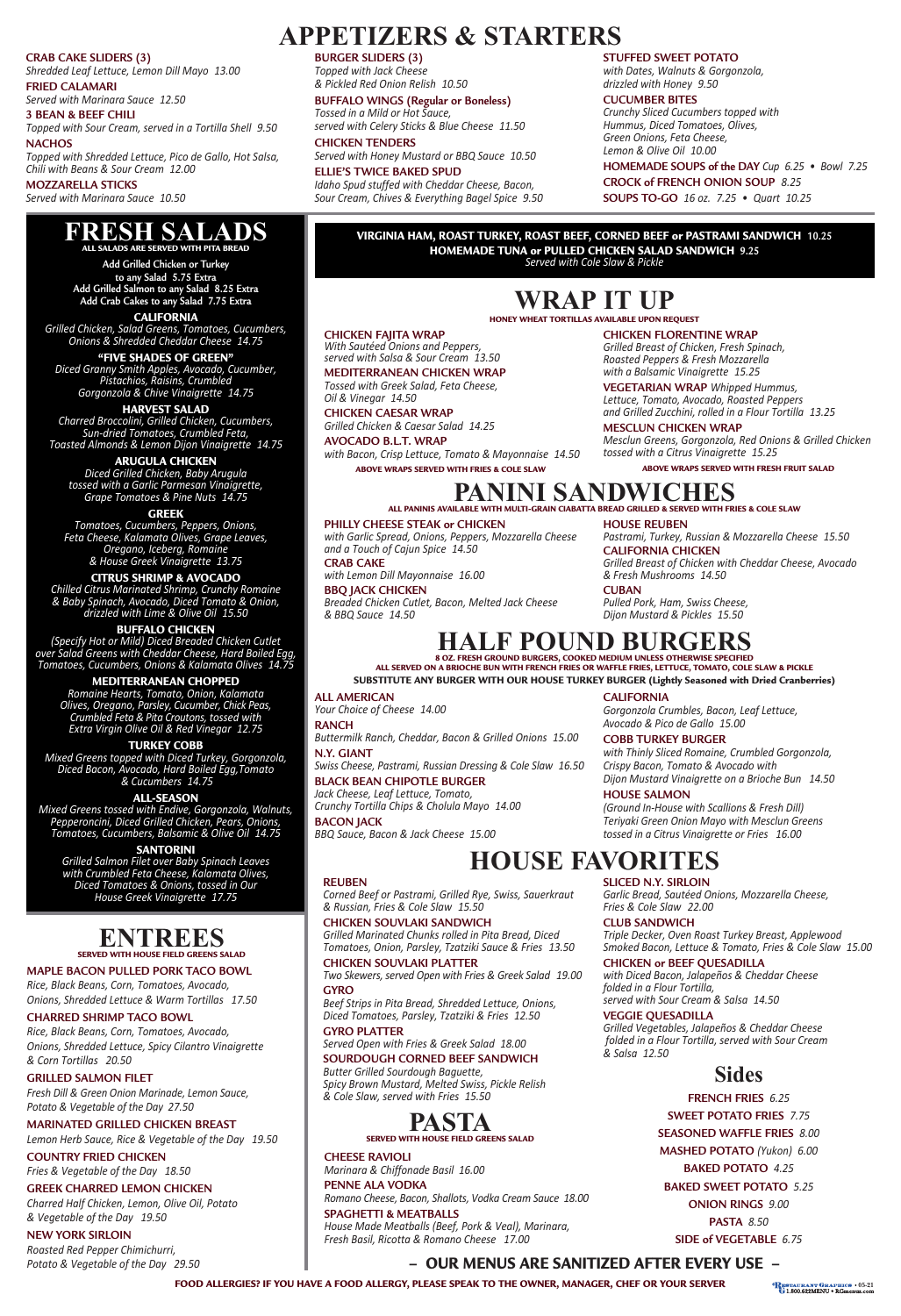# APPETIZERS & STARTERS

**CRAB CAKE SLIDERS (3)**
*Shredded Leaf Lettuce, Lemon Dill Mayo 13.00*

**FRIED CALAMARI**
*Served with Marinara Sauce 12.50*

**3 BEAN & BEEF CHILI**
*Topped with Sour Cream, served in a Tortilla Shell 9.50*

**NACHOS**
*Topped with Shredded Lettuce, Pico de Gallo, Hot Salsa, Chili with Beans & Sour Cream 12.00*

**MOZZARELLA STICKS**
*Served with Marinara Sauce 10.50*

**BURGER SLIDERS (3)**
*Topped with Jack Cheese & Pickled Red Onion Relish 10.50*

**BUFFALO WINGS (Regular or Boneless)**
*Tossed in a Mild or Hot Sauce, served with Celery Sticks & Blue Cheese 11.50*

**CHICKEN TENDERS**
*Served with Honey Mustard or BBQ Sauce 10.50*

**ELLIE'S TWICE BAKED SPUD**
*Idaho Spud stuffed with Cheddar Cheese, Bacon, Sour Cream, Chives & Everything Bagel Spice 9.50*

**STUFFED SWEET POTATO**
*with Dates, Walnuts & Gorgonzola, drizzled with Honey 9.50*

**CUCUMBER BITES**
*Crunchy Sliced Cucumbers topped with Hummus, Diced Tomatoes, Olives, Green Onions, Feta Cheese, Lemon & Olive Oil 10.00*

**HOMEMADE SOUPS of the DAY** *Cup 6.25 • Bowl 7.25*

**CROCK of FRENCH ONION SOUP** *8.25*

**SOUPS TO-GO** *16 oz. 7.25 • Quart 10.25*

# FRESH SALADS

**ALL SALADS ARE SERVED WITH PITA BREAD**

**Add Grilled Chicken or Turkey to any Salad 5.75 Extra**
**Add Grilled Salmon to any Salad 8.25 Extra**
**Add Crab Cakes to any Salad 7.75 Extra**

**CALIFORNIA**
*Grilled Chicken, Salad Greens, Tomatoes, Cucumbers, Onions & Shredded Cheddar Cheese 14.75*

**"FIVE SHADES OF GREEN"**
*Diced Granny Smith Apples, Avocado, Cucumber, Pistachios, Raisins, Crumbled Gorgonzola & Chive Vinaigrette 14.75*

**HARVEST SALAD**
*Charred Broccolini, Grilled Chicken, Cucumbers, Sun-dried Tomatoes, Crumbled Feta, Toasted Almonds & Lemon Dijon Vinaigrette 14.75*

**ARUGULA CHICKEN**
*Diced Grilled Chicken, Baby Arugula tossed with a Garlic Parmesan Vinaigrette, Grape Tomatoes & Pine Nuts 14.75*

**GREEK**
*Tomatoes, Cucumbers, Peppers, Onions, Feta Cheese, Kalamata Olives, Grape Leaves, Oregano, Iceberg, Romaine & House Greek Vinaigrette 13.75*

**CITRUS SHRIMP & AVOCADO**
*Chilled Citrus Marinated Shrimp, Crunchy Romaine & Baby Spinach, Avocado, Diced Tomato & Onion, drizzled with Lime & Olive Oil 15.50*

**BUFFALO CHICKEN**
*(Specify Hot or Mild) Diced Breaded Chicken Cutlet over Salad Greens with Cheddar Cheese, Hard Boiled Egg, Tomatoes, Cucumbers, Onions & Kalamata Olives 14.75*

**MEDITERRANEAN CHOPPED**
*Romaine Hearts, Tomato, Onion, Kalamata Olives, Oregano, Parsley, Cucumber, Chick Peas, Crumbled Feta & Pita Croutons, tossed with Extra Virgin Olive Oil & Red Vinegar 12.75*

**TURKEY COBB**
*Mixed Greens topped with Diced Turkey, Gorgonzola, Diced Bacon, Avocado, Hard Boiled Egg, Tomato & Cucumbers 14.75*

**ALL-SEASON**
*Mixed Greens tossed with Endive, Gorgonzola, Walnuts, Pepperoncini, Diced Grilled Chicken, Pears, Onions, Tomatoes, Cucumbers, Balsamic & Olive Oil 14.75*

**SANTORINI**
*Grilled Salmon Filet over Baby Spinach Leaves with Crumbled Feta Cheese, Kalamata Olives, Diced Tomatoes & Onions, tossed in Our House Greek Vinaigrette 17.75*

**VIRGINIA HAM, ROAST TURKEY, ROAST BEEF, CORNED BEEF or PASTRAMI SANDWICH 10.25**
**HOMEMADE TUNA or PULLED CHICKEN SALAD SANDWICH 9.25**
*Served with Cole Slaw & Pickle*

# WRAP IT UP

**HONEY WHEAT TORTILLAS AVAILABLE UPON REQUEST**

**CHICKEN FAJITA WRAP**
*With Sautéed Onions and Peppers, served with Salsa & Sour Cream 13.50*

**MEDITERRANEAN CHICKEN WRAP**
*Tossed with Greek Salad, Feta Cheese, Oil & Vinegar 14.50*

**CHICKEN CAESAR WRAP**
*Grilled Chicken & Caesar Salad 14.25*

**AVOCADO B.L.T. WRAP**
*with Bacon, Crisp Lettuce, Tomato & Mayonnaise 14.50*

**ABOVE WRAPS SERVED WITH FRIES & COLE SLAW**

**CHICKEN FLORENTINE WRAP**
*Grilled Breast of Chicken, Fresh Spinach, Roasted Peppers & Fresh Mozzarella with a Balsamic Vinaigrette 15.25*

**VEGETARIAN WRAP** *Whipped Hummus, Lettuce, Tomato, Avocado, Roasted Peppers and Grilled Zucchini, rolled in a Flour Tortilla 13.25*

**MESCLUN CHICKEN WRAP**
*Mesclun Greens, Gorgonzola, Red Onions & Grilled Chicken tossed with a Citrus Vinaigrette 15.25*

**ABOVE WRAPS SERVED WITH FRESH FRUIT SALAD**

# PANINI SANDWICHES

**ALL PANINIS AVAILABLE WITH MULTI-GRAIN CIABATTA BREAD GRILLED & SERVED WITH FRIES & COLE SLAW**

**PHILLY CHEESE STEAK or CHICKEN**
*with Garlic Spread, Onions, Peppers, Mozzarella Cheese and a Touch of Cajun Spice 14.50*

**CRAB CAKE**
*with Lemon Dill Mayonnaise 16.00*

**BBQ JACK CHICKEN**
*Breaded Chicken Cutlet, Bacon, Melted Jack Cheese & BBQ Sauce 14.50*

**HOUSE REUBEN**
*Pastrami, Turkey, Russian & Mozzarella Cheese 15.50*

**CALIFORNIA CHICKEN**
*Grilled Breast of Chicken with Cheddar Cheese, Avocado & Fresh Mushrooms 14.50*

**CUBAN**
*Pulled Pork, Ham, Swiss Cheese, Dijon Mustard & Pickles 15.50*

# HALF POUND BURGERS

**8 OZ. FRESH GROUND BURGERS, COOKED MEDIUM UNLESS OTHERWISE SPECIFIED**
**ALL SERVED ON A BRIOCHE BUN WITH FRENCH FRIES OR WAFFLE FRIES, LETTUCE, TOMATO, COLE SLAW & PICKLE**
**SUBSTITUTE ANY BURGER WITH OUR HOUSE TURKEY BURGER (Lightly Seasoned with Dried Cranberries)**

**ALL AMERICAN**
*Your Choice of Cheese 14.00*

**RANCH**
*Buttermilk Ranch, Cheddar, Bacon & Grilled Onions 15.00*

**N.Y. GIANT**
*Swiss Cheese, Pastrami, Russian Dressing & Cole Slaw 16.50*

**BLACK BEAN CHIPOTLE BURGER**
*Jack Cheese, Leaf Lettuce, Tomato, Crunchy Tortilla Chips & Cholula Mayo 14.00*

**BACON JACK**
*BBQ Sauce, Bacon & Jack Cheese 15.00*

**CALIFORNIA**
*Gorgonzola Crumbles, Bacon, Leaf Lettuce, Avocado & Pico de Gallo 15.00*

**COBB TURKEY BURGER**
*with Thinly Sliced Romaine, Crumbled Gorgonzola, Crispy Bacon, Tomato & Avocado with Dijon Mustard Vinaigrette on a Brioche Bun 14.50*

**HOUSE SALMON**
*(Ground In-House with Scallions & Fresh Dill) Teriyaki Green Onion Mayo with Mesclun Greens tossed in a Citrus Vinaigrette or Fries 16.00*

# HOUSE FAVORITES

**REUBEN**
*Corned Beef or Pastrami, Grilled Rye, Swiss, Sauerkraut & Russian, Fries & Cole Slaw 15.50*

**CHICKEN SOUVLAKI SANDWICH**
*Grilled Marinated Chunks rolled in Pita Bread, Diced Tomatoes, Onion, Parsley, Tzatziki Sauce & Fries 13.50*

**CHICKEN SOUVLAKI PLATTER**
*Two Skewers, served Open with Fries & Greek Salad 19.00*

**GYRO**
*Beef Strips in Pita Bread, Shredded Lettuce, Onions, Diced Tomatoes, Parsley, Tzatziki & Fries 12.50*

**GYRO PLATTER**
*Served Open with Fries & Greek Salad 18.00*

**SOURDOUGH CORNED BEEF SANDWICH**
*Butter Grilled Sourdough Baguette, Spicy Brown Mustard, Melted Swiss, Pickle Relish & Cole Slaw, served with Fries 15.50*

**SLICED N.Y. SIRLOIN**
*Garlic Bread, Sautéed Onions, Mozzarella Cheese, Fries & Cole Slaw 22.00*

**CLUB SANDWICH**
*Triple Decker, Oven Roast Turkey Breast, Applewood Smoked Bacon, Lettuce & Tomato, Fries & Cole Slaw 15.00*

**CHICKEN or BEEF QUESADILLA**
*with Diced Bacon, Jalapeños & Cheddar Cheese folded in a Flour Tortilla, served with Sour Cream & Salsa 14.50*

**VEGGIE QUESADILLA**
*Grilled Vegetables, Jalapeños & Cheddar Cheese folded in a Flour Tortilla, served with Sour Cream & Salsa 12.50*

# ENTREES

**SERVED WITH HOUSE FIELD GREENS SALAD**

**MAPLE BACON PULLED PORK TACO BOWL**
*Rice, Black Beans, Corn, Tomatoes, Avocado, Onions, Shredded Lettuce & Warm Tortillas 17.50*

**CHARRED SHRIMP TACO BOWL**
*Rice, Black Beans, Corn, Tomatoes, Avocado, Onions, Shredded Lettuce, Spicy Cilantro Vinaigrette & Corn Tortillas 20.50*

**GRILLED SALMON FILET**
*Fresh Dill & Green Onion Marinade, Lemon Sauce, Potato & Vegetable of the Day 27.50*

**MARINATED GRILLED CHICKEN BREAST**
*Lemon Herb Sauce, Rice & Vegetable of the Day 19.50*

**COUNTRY FRIED CHICKEN**
*Fries & Vegetable of the Day 18.50*

**GREEK CHARRED LEMON CHICKEN**
*Charred Half Chicken, Lemon, Olive Oil, Potato & Vegetable of the Day 19.50*

**NEW YORK SIRLOIN**
*Roasted Red Pepper Chimichurri, Potato & Vegetable of the Day 29.50*

# PASTA

**SERVED WITH HOUSE FIELD GREENS SALAD**

**CHEESE RAVIOLI**
*Marinara & Chiffonade Basil 16.00*

**PENNE ALA VODKA**
*Romano Cheese, Bacon, Shallots, Vodka Cream Sauce 18.00*

**SPAGHETTI & MEATBALLS**
*House Made Meatballs (Beef, Pork & Veal), Marinara, Fresh Basil, Ricotta & Romano Cheese 17.00*

# Sides

**FRENCH FRIES** *6.25*
**SWEET POTATO FRIES** *7.75*
**SEASONED WAFFLE FRIES** *8.00*
**MASHED POTATO** *(Yukon) 6.00*
**BAKED POTATO** *4.25*
**BAKED SWEET POTATO** *5.25*
**ONION RINGS** *9.00*
**PASTA** *8.50*
**SIDE of VEGETABLE** *6.75*

**– OUR MENUS ARE SANITIZED AFTER EVERY USE –**

**FOOD ALLERGIES? IF YOU HAVE A FOOD ALLERGY, PLEASE SPEAK TO THE OWNER, MANAGER, CHEF OR YOUR SERVER**

Restaurant Graphics • 05-21 1.800.622MENU • RGmenus.com